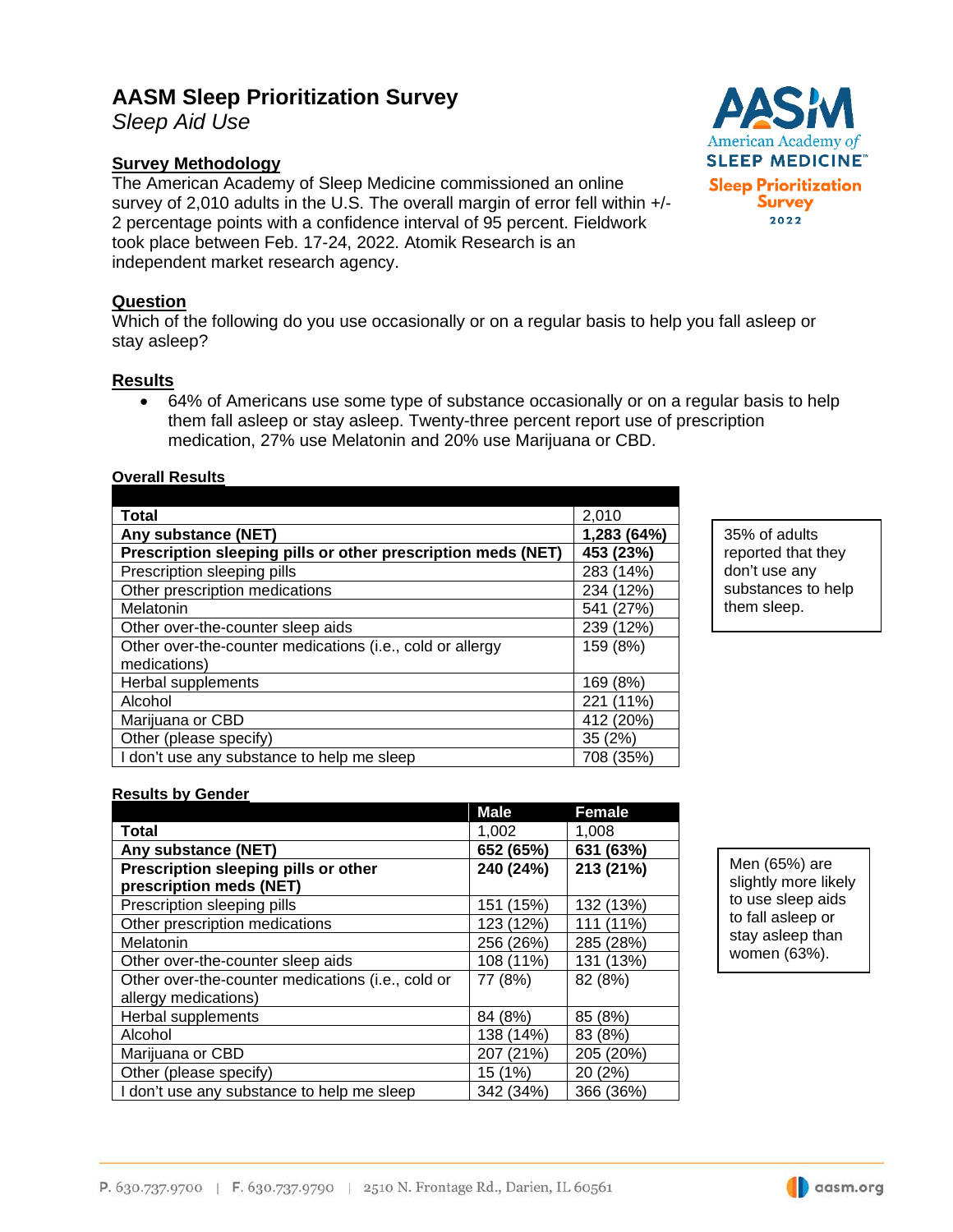# AASM Sleep Prioritization Survey

*Sleep Aid Use*

## Survey Methodology

The American Academy of Sleep Medicine commissioned an online survey of 2,010 adults in the U.S. The overall margin of error fell within +/- 2 percentage points with a confidence interval of 95 percent. Fieldwork took place between Feb. 17-24, 2022. Atomik Research is an independent market research agency.

## Question

Which of the following do you use occasionally or on a regular basis to help you fall asleep or stay asleep?

## Results

- 64% of Americans use some type of substance occasionally or on a regular basis to help them fall asleep or stay asleep. Twenty-three percent report use of prescription medication, 27% use Melatonin and 20% use Marijuana or CBD.

### Overall Results

| | |
|---|---|
| **Total** | 2,010 |
| **Any substance (NET)** | **1,283 (64%)** |
| **Prescription sleeping pills or other prescription meds (NET)** | **453 (23%)** |
| Prescription sleeping pills | 283 (14%) |
| Other prescription medications | 234 (12%) |
| Melatonin | 541 (27%) |
| Other over-the-counter sleep aids | 239 (12%) |
| Other over-the-counter medications (i.e., cold or allergy medications) | 159 (8%) |
| Herbal supplements | 169 (8%) |
| Alcohol | 221 (11%) |
| Marijuana or CBD | 412 (20%) |
| Other (please specify) | 35 (2%) |
| I don't use any substance to help me sleep | 708 (35%) |

35% of adults reported that they don't use any substances to help them sleep.

### Results by Gender

| | Male | Female |
|---|---|---|
| **Total** | 1,002 | 1,008 |
| **Any substance (NET)** | **652 (65%)** | **631 (63%)** |
| **Prescription sleeping pills or other prescription meds (NET)** | **240 (24%)** | **213 (21%)** |
| Prescription sleeping pills | 151 (15%) | 132 (13%) |
| Other prescription medications | 123 (12%) | 111 (11%) |
| Melatonin | 256 (26%) | 285 (28%) |
| Other over-the-counter sleep aids | 108 (11%) | 131 (13%) |
| Other over-the-counter medications (i.e., cold or allergy medications) | 77 (8%) | 82 (8%) |
| Herbal supplements | 84 (8%) | 85 (8%) |
| Alcohol | 138 (14%) | 83 (8%) |
| Marijuana or CBD | 207 (21%) | 205 (20%) |
| Other (please specify) | 15 (1%) | 20 (2%) |
| I don't use any substance to help me sleep | 342 (34%) | 366 (36%) |

Men (65%) are slightly more likely to use sleep aids to fall asleep or stay asleep than women (63%).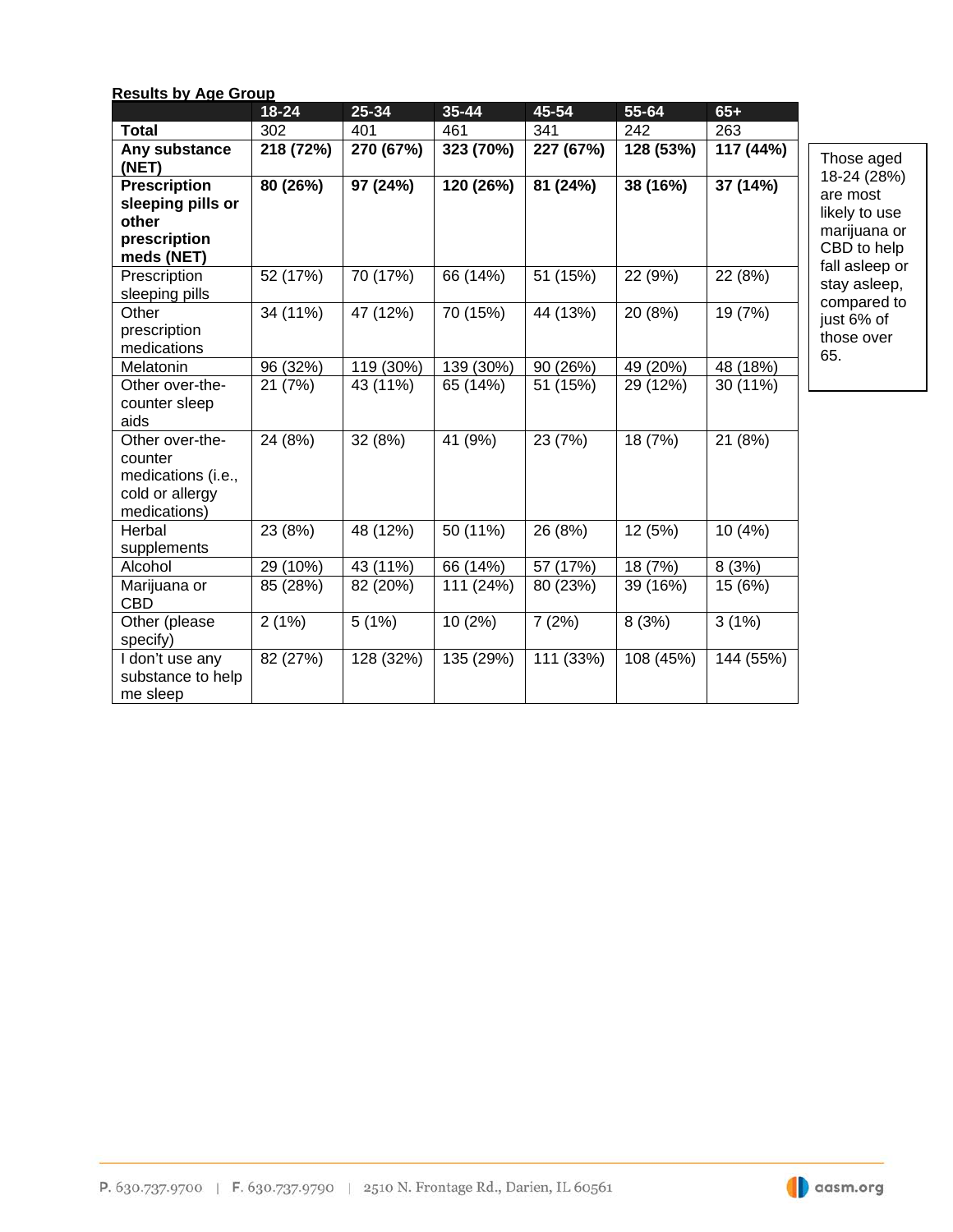**Results by Age Group**

| | 18-24 | 25-34 | 35-44 | 45-54 | 55-64 | 65+ |
|---|---|---|---|---|---|---|
| **Total** | 302 | 401 | 461 | 341 | 242 | 263 |
| **Any substance (NET)** | **218 (72%)** | **270 (67%)** | **323 (70%)** | **227 (67%)** | **128 (53%)** | **117 (44%)** |
| **Prescription sleeping pills or other prescription meds (NET)** | **80 (26%)** | **97 (24%)** | **120 (26%)** | **81 (24%)** | **38 (16%)** | **37 (14%)** |
| Prescription sleeping pills | 52 (17%) | 70 (17%) | 66 (14%) | 51 (15%) | 22 (9%) | 22 (8%) |
| Other prescription medications | 34 (11%) | 47 (12%) | 70 (15%) | 44 (13%) | 20 (8%) | 19 (7%) |
| Melatonin | 96 (32%) | 119 (30%) | 139 (30%) | 90 (26%) | 49 (20%) | 48 (18%) |
| Other over-the-counter sleep aids | 21 (7%) | 43 (11%) | 65 (14%) | 51 (15%) | 29 (12%) | 30 (11%) |
| Other over-the-counter medications (i.e., cold or allergy medications) | 24 (8%) | 32 (8%) | 41 (9%) | 23 (7%) | 18 (7%) | 21 (8%) |
| Herbal supplements | 23 (8%) | 48 (12%) | 50 (11%) | 26 (8%) | 12 (5%) | 10 (4%) |
| Alcohol | 29 (10%) | 43 (11%) | 66 (14%) | 57 (17%) | 18 (7%) | 8 (3%) |
| Marijuana or CBD | 85 (28%) | 82 (20%) | 111 (24%) | 80 (23%) | 39 (16%) | 15 (6%) |
| Other (please specify) | 2 (1%) | 5 (1%) | 10 (2%) | 7 (2%) | 8 (3%) | 3 (1%) |
| I don't use any substance to help me sleep | 82 (27%) | 128 (32%) | 135 (29%) | 111 (33%) | 108 (45%) | 144 (55%) |

Those aged 18-24 (28%) are most likely to use marijuana or CBD to help fall asleep or stay asleep, compared to just 6% of those over 65.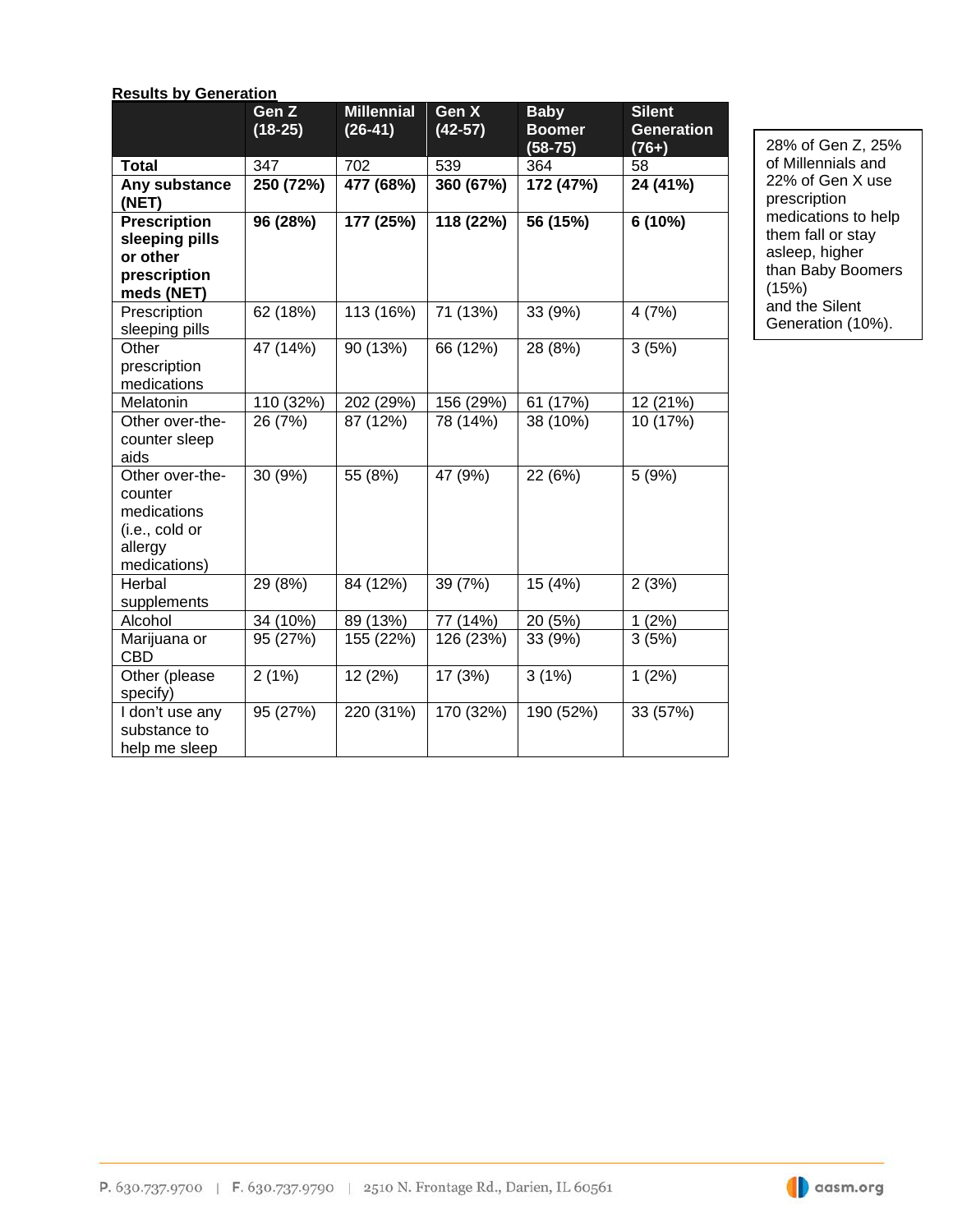**Results by Generation**

| | Gen Z (18-25) | Millennial (26-41) | Gen X (42-57) | Baby Boomer (58-75) | Silent Generation (76+) |
|---|---|---|---|---|---|
| **Total** | 347 | 702 | 539 | 364 | 58 |
| **Any substance (NET)** | **250 (72%)** | **477 (68%)** | **360 (67%)** | **172 (47%)** | **24 (41%)** |
| **Prescription sleeping pills or other prescription meds (NET)** | **96 (28%)** | **177 (25%)** | **118 (22%)** | **56 (15%)** | **6 (10%)** |
| Prescription sleeping pills | 62 (18%) | 113 (16%) | 71 (13%) | 33 (9%) | 4 (7%) |
| Other prescription medications | 47 (14%) | 90 (13%) | 66 (12%) | 28 (8%) | 3 (5%) |
| Melatonin | 110 (32%) | 202 (29%) | 156 (29%) | 61 (17%) | 12 (21%) |
| Other over-the-counter sleep aids | 26 (7%) | 87 (12%) | 78 (14%) | 38 (10%) | 10 (17%) |
| Other over-the-counter medications (i.e., cold or allergy medications) | 30 (9%) | 55 (8%) | 47 (9%) | 22 (6%) | 5 (9%) |
| Herbal supplements | 29 (8%) | 84 (12%) | 39 (7%) | 15 (4%) | 2 (3%) |
| Alcohol | 34 (10%) | 89 (13%) | 77 (14%) | 20 (5%) | 1 (2%) |
| Marijuana or CBD | 95 (27%) | 155 (22%) | 126 (23%) | 33 (9%) | 3 (5%) |
| Other (please specify) | 2 (1%) | 12 (2%) | 17 (3%) | 3 (1%) | 1 (2%) |
| I don't use any substance to help me sleep | 95 (27%) | 220 (31%) | 170 (32%) | 190 (52%) | 33 (57%) |

28% of Gen Z, 25% of Millennials and 22% of Gen X use prescription medications to help them fall or stay asleep, higher than Baby Boomers (15%) and the Silent Generation (10%).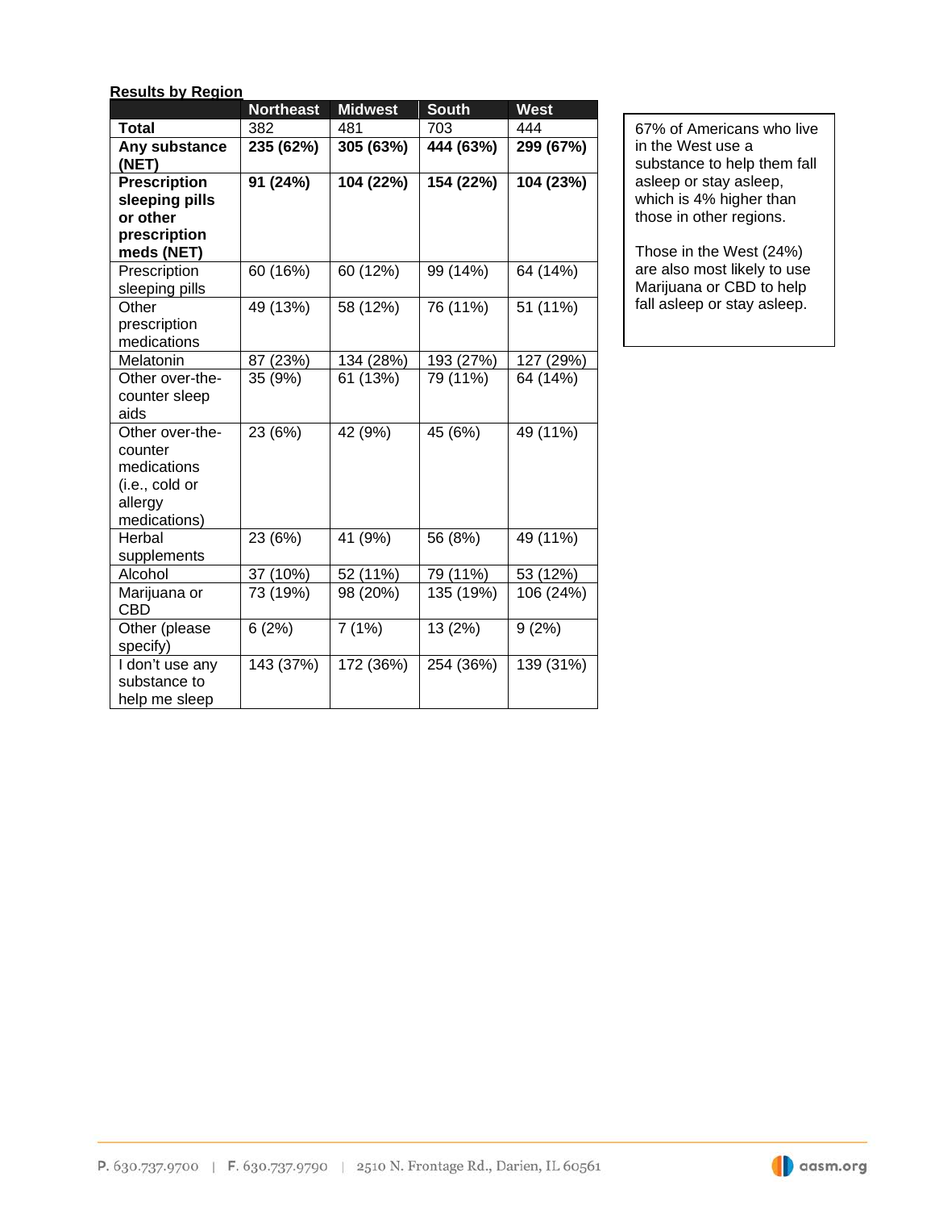**Results by Region**

| | Northeast | Midwest | South | West |
|---|---|---|---|---|
| **Total** | 382 | 481 | 703 | 444 |
| **Any substance (NET)** | **235 (62%)** | **305 (63%)** | **444 (63%)** | **299 (67%)** |
| **Prescription sleeping pills or other prescription meds (NET)** | **91 (24%)** | **104 (22%)** | **154 (22%)** | **104 (23%)** |
| Prescription sleeping pills | 60 (16%) | 60 (12%) | 99 (14%) | 64 (14%) |
| Other prescription medications | 49 (13%) | 58 (12%) | 76 (11%) | 51 (11%) |
| Melatonin | 87 (23%) | 134 (28%) | 193 (27%) | 127 (29%) |
| Other over-the-counter sleep aids | 35 (9%) | 61 (13%) | 79 (11%) | 64 (14%) |
| Other over-the-counter medications (i.e., cold or allergy medications) | 23 (6%) | 42 (9%) | 45 (6%) | 49 (11%) |
| Herbal supplements | 23 (6%) | 41 (9%) | 56 (8%) | 49 (11%) |
| Alcohol | 37 (10%) | 52 (11%) | 79 (11%) | 53 (12%) |
| Marijuana or CBD | 73 (19%) | 98 (20%) | 135 (19%) | 106 (24%) |
| Other (please specify) | 6 (2%) | 7 (1%) | 13 (2%) | 9 (2%) |
| I don't use any substance to help me sleep | 143 (37%) | 172 (36%) | 254 (36%) | 139 (31%) |

67% of Americans who live in the West use a substance to help them fall asleep or stay asleep, which is 4% higher than those in other regions.

Those in the West (24%) are also most likely to use Marijuana or CBD to help fall asleep or stay asleep.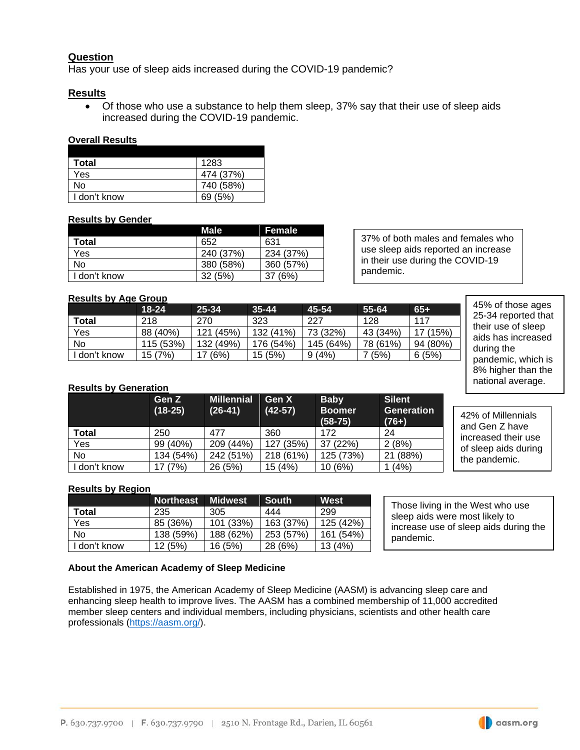**Question**

Has your use of sleep aids increased during the COVID-19 pandemic?

**Results**

- Of those who use a substance to help them sleep, 37% say that their use of sleep aids increased during the COVID-19 pandemic.

**Overall Results**

| | |
|---|---|
| **Total** | 1283 |
| Yes | 474 (37%) |
| No | 740 (58%) |
| I don't know | 69 (5%) |

**Results by Gender**

| | Male | Female |
|---|---|---|
| **Total** | 652 | 631 |
| Yes | 240 (37%) | 234 (37%) |
| No | 380 (58%) | 360 (57%) |
| I don't know | 32 (5%) | 37 (6%) |

37% of both males and females who use sleep aids reported an increase in their use during the COVID-19 pandemic.

**Results by Age Group**

| | 18-24 | 25-34 | 35-44 | 45-54 | 55-64 | 65+ |
|---|---|---|---|---|---|---|
| **Total** | 218 | 270 | 323 | 227 | 128 | 117 |
| Yes | 88 (40%) | 121 (45%) | 132 (41%) | 73 (32%) | 43 (34%) | 17 (15%) |
| No | 115 (53%) | 132 (49%) | 176 (54%) | 145 (64%) | 78 (61%) | 94 (80%) |
| I don't know | 15 (7%) | 17 (6%) | 15 (5%) | 9 (4%) | 7 (5%) | 6 (5%) |

45% of those ages 25-34 reported that their use of sleep aids has increased during the pandemic, which is 8% higher than the national average.

**Results by Generation**

| | Gen Z (18-25) | Millennial (26-41) | Gen X (42-57) | Baby Boomer (58-75) | Silent Generation (76+) |
|---|---|---|---|---|---|
| **Total** | 250 | 477 | 360 | 172 | 24 |
| Yes | 99 (40%) | 209 (44%) | 127 (35%) | 37 (22%) | 2 (8%) |
| No | 134 (54%) | 242 (51%) | 218 (61%) | 125 (73%) | 21 (88%) |
| I don't know | 17 (7%) | 26 (5%) | 15 (4%) | 10 (6%) | 1 (4%) |

42% of Millennials and Gen Z have increased their use of sleep aids during the pandemic.

**Results by Region**

| | Northeast | Midwest | South | West |
|---|---|---|---|---|
| **Total** | 235 | 305 | 444 | 299 |
| Yes | 85 (36%) | 101 (33%) | 163 (37%) | 125 (42%) |
| No | 138 (59%) | 188 (62%) | 253 (57%) | 161 (54%) |
| I don't know | 12 (5%) | 16 (5%) | 28 (6%) | 13 (4%) |

Those living in the West who use sleep aids were most likely to increase use of sleep aids during the pandemic.

**About the American Academy of Sleep Medicine**

Established in 1975, the American Academy of Sleep Medicine (AASM) is advancing sleep care and enhancing sleep health to improve lives. The AASM has a combined membership of 11,000 accredited member sleep centers and individual members, including physicians, scientists and other health care professionals (https://aasm.org/).